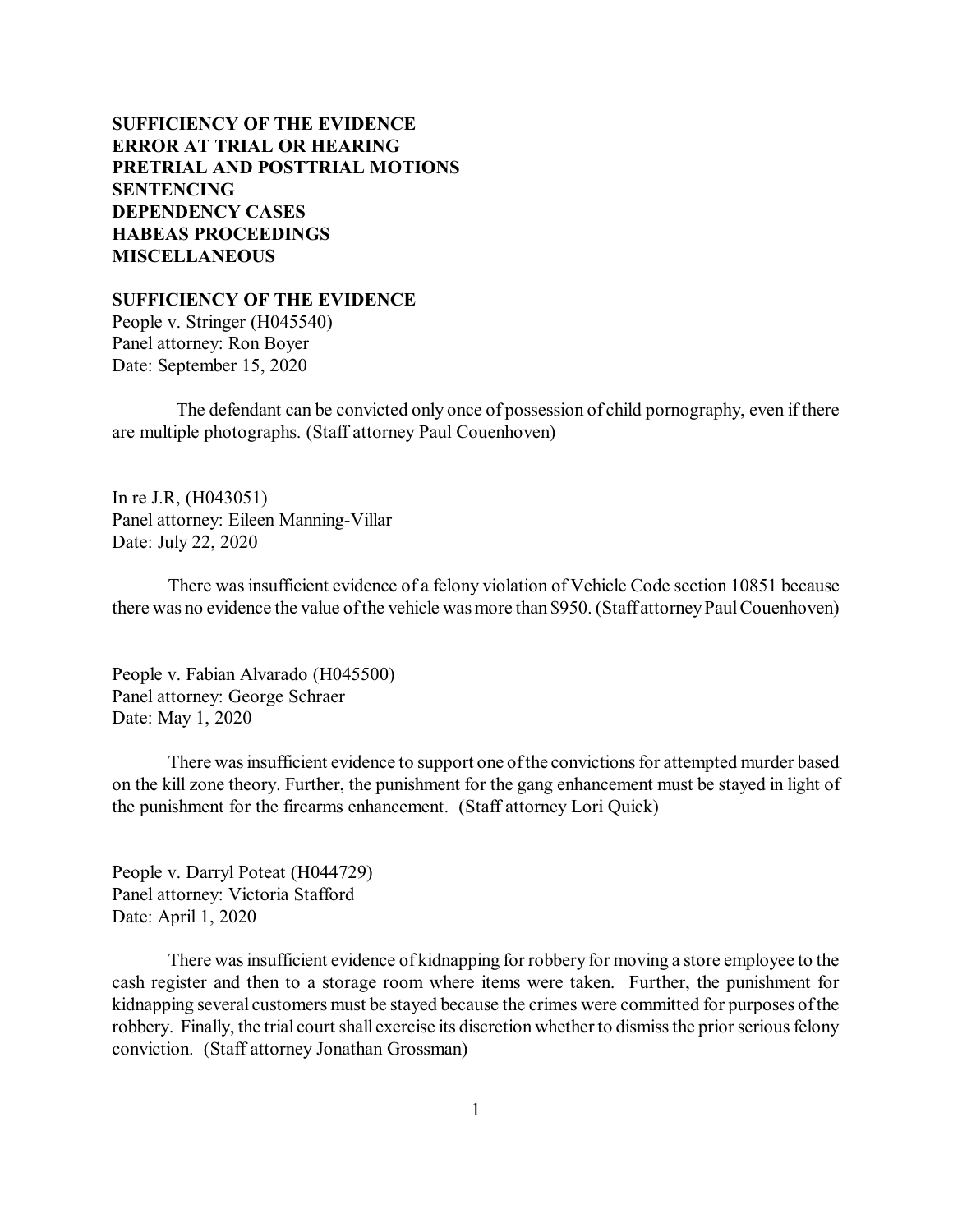**SUFFICIENCY OF THE EVIDENCE**
**ERROR AT TRIAL OR HEARING**
**PRETRIAL AND POSTTRIAL MOTIONS**
**SENTENCING**
**DEPENDENCY CASES**
**HABEAS PROCEEDINGS**
**MISCELLANEOUS**

## SUFFICIENCY OF THE EVIDENCE

People v. Stringer (H045540)
Panel attorney: Ron Boyer
Date: September 15, 2020

The defendant can be convicted only once of possession of child pornography, even if there are multiple photographs. (Staff attorney Paul Couenhoven)

In re J.R, (H043051)
Panel attorney: Eileen Manning-Villar
Date: July 22, 2020

There was insufficient evidence of a felony violation of Vehicle Code section 10851 because there was no evidence the value of the vehicle was more than $950. (Staff attorney Paul Couenhoven)

People v. Fabian Alvarado (H045500)
Panel attorney: George Schraer
Date: May 1, 2020

There was insufficient evidence to support one of the convictions for attempted murder based on the kill zone theory. Further, the punishment for the gang enhancement must be stayed in light of the punishment for the firearms enhancement. (Staff attorney Lori Quick)

People v. Darryl Poteat (H044729)
Panel attorney: Victoria Stafford
Date: April 1, 2020

There was insufficient evidence of kidnapping for robbery for moving a store employee to the cash register and then to a storage room where items were taken. Further, the punishment for kidnapping several customers must be stayed because the crimes were committed for purposes of the robbery. Finally, the trial court shall exercise its discretion whether to dismiss the prior serious felony conviction. (Staff attorney Jonathan Grossman)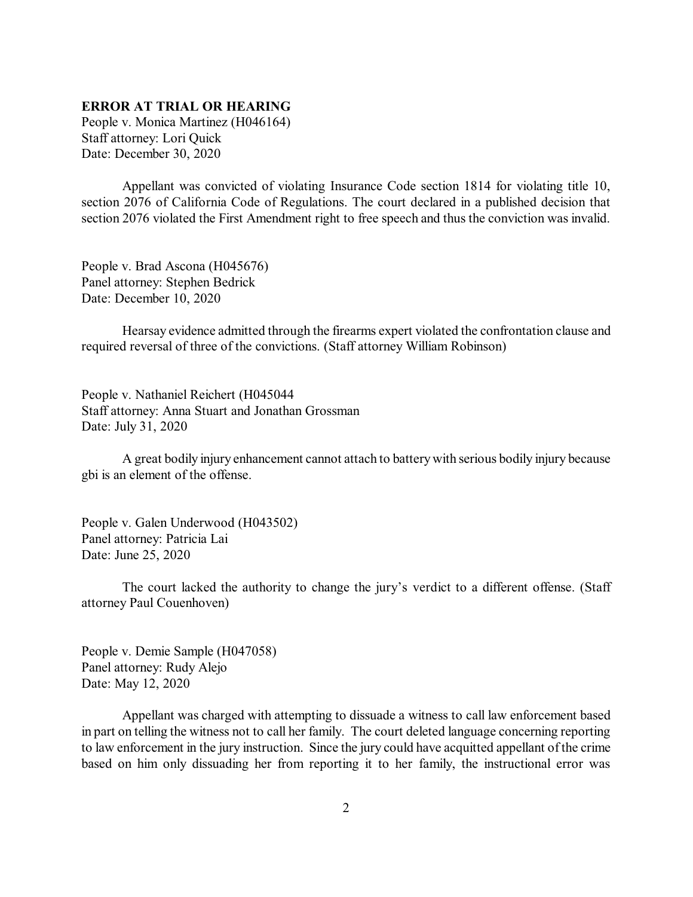**ERROR AT TRIAL OR HEARING**

People v. Monica Martinez (H046164)
Staff attorney: Lori Quick
Date: December 30, 2020

Appellant was convicted of violating Insurance Code section 1814 for violating title 10, section 2076 of California Code of Regulations. The court declared in a published decision that section 2076 violated the First Amendment right to free speech and thus the conviction was invalid.

People v. Brad Ascona (H045676)
Panel attorney: Stephen Bedrick
Date: December 10, 2020

Hearsay evidence admitted through the firearms expert violated the confrontation clause and required reversal of three of the convictions. (Staff attorney William Robinson)

People v. Nathaniel Reichert (H045044
Staff attorney: Anna Stuart and Jonathan Grossman
Date: July 31, 2020

A great bodily injury enhancement cannot attach to battery with serious bodily injury because gbi is an element of the offense.

People v. Galen Underwood (H043502)
Panel attorney: Patricia Lai
Date: June 25, 2020

The court lacked the authority to change the jury's verdict to a different offense. (Staff attorney Paul Couenhoven)

People v. Demie Sample (H047058)
Panel attorney: Rudy Alejo
Date: May 12, 2020

Appellant was charged with attempting to dissuade a witness to call law enforcement based in part on telling the witness not to call her family. The court deleted language concerning reporting to law enforcement in the jury instruction. Since the jury could have acquitted appellant of the crime based on him only dissuading her from reporting it to her family, the instructional error was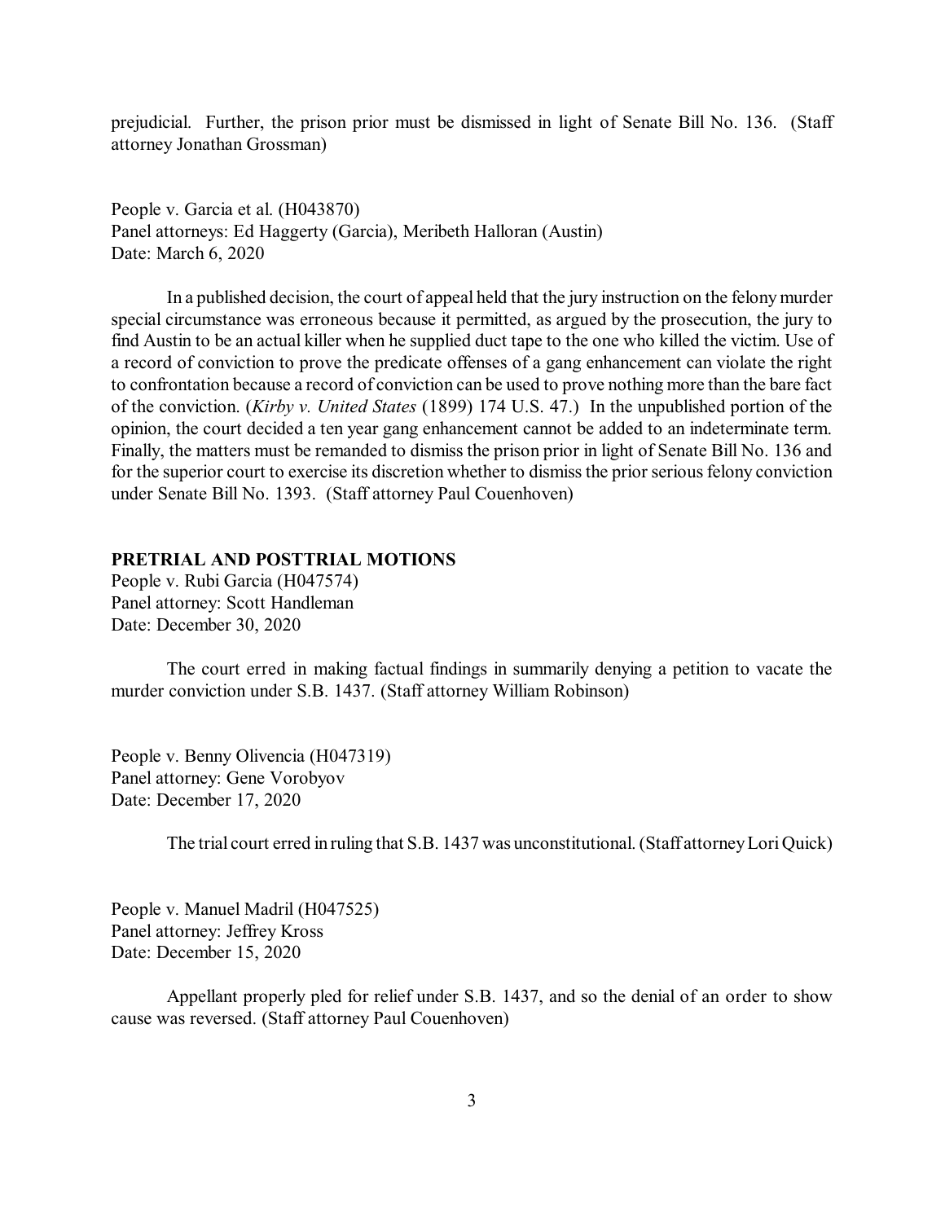prejudicial. Further, the prison prior must be dismissed in light of Senate Bill No. 136. (Staff attorney Jonathan Grossman)

People v. Garcia et al. (H043870)
Panel attorneys: Ed Haggerty (Garcia), Meribeth Halloran (Austin)
Date: March 6, 2020

In a published decision, the court of appeal held that the jury instruction on the felony murder special circumstance was erroneous because it permitted, as argued by the prosecution, the jury to find Austin to be an actual killer when he supplied duct tape to the one who killed the victim. Use of a record of conviction to prove the predicate offenses of a gang enhancement can violate the right to confrontation because a record of conviction can be used to prove nothing more than the bare fact of the conviction. (*Kirby v. United States* (1899) 174 U.S. 47.) In the unpublished portion of the opinion, the court decided a ten year gang enhancement cannot be added to an indeterminate term. Finally, the matters must be remanded to dismiss the prison prior in light of Senate Bill No. 136 and for the superior court to exercise its discretion whether to dismiss the prior serious felony conviction under Senate Bill No. 1393. (Staff attorney Paul Couenhoven)

**PRETRIAL AND POSTTRIAL MOTIONS**

People v. Rubi Garcia (H047574)
Panel attorney: Scott Handleman
Date: December 30, 2020

The court erred in making factual findings in summarily denying a petition to vacate the murder conviction under S.B. 1437. (Staff attorney William Robinson)

People v. Benny Olivencia (H047319)
Panel attorney: Gene Vorobyov
Date: December 17, 2020

The trial court erred in ruling that S.B. 1437 was unconstitutional. (Staff attorney Lori Quick)

People v. Manuel Madril (H047525)
Panel attorney: Jeffrey Kross
Date: December 15, 2020

Appellant properly pled for relief under S.B. 1437, and so the denial of an order to show cause was reversed. (Staff attorney Paul Couenhoven)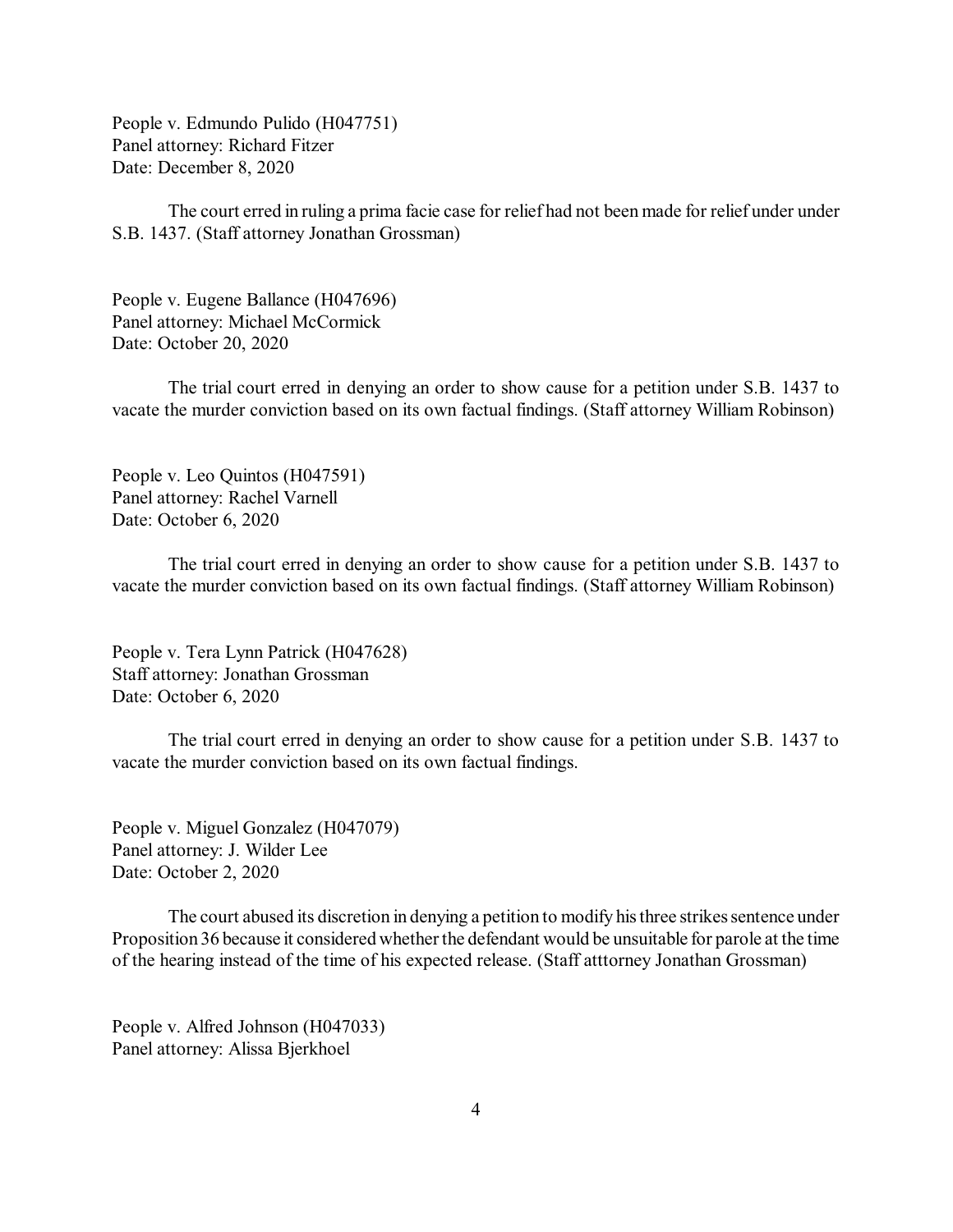People v. Edmundo Pulido (H047751)
Panel attorney: Richard Fitzer
Date: December 8, 2020

The court erred in ruling a prima facie case for relief had not been made for relief under under S.B. 1437. (Staff attorney Jonathan Grossman)

People v. Eugene Ballance (H047696)
Panel attorney: Michael McCormick
Date: October 20, 2020

The trial court erred in denying an order to show cause for a petition under S.B. 1437 to vacate the murder conviction based on its own factual findings. (Staff attorney William Robinson)

People v. Leo Quintos (H047591)
Panel attorney: Rachel Varnell
Date: October 6, 2020

The trial court erred in denying an order to show cause for a petition under S.B. 1437 to vacate the murder conviction based on its own factual findings. (Staff attorney William Robinson)

People v. Tera Lynn Patrick (H047628)
Staff attorney: Jonathan Grossman
Date: October 6, 2020

The trial court erred in denying an order to show cause for a petition under S.B. 1437 to vacate the murder conviction based on its own factual findings.

People v. Miguel Gonzalez (H047079)
Panel attorney: J. Wilder Lee
Date: October 2, 2020

The court abused its discretion in denying a petition to modify his three strikes sentence under Proposition 36 because it considered whether the defendant would be unsuitable for parole at the time of the hearing instead of the time of his expected release. (Staff atttorney Jonathan Grossman)

People v. Alfred Johnson (H047033)
Panel attorney: Alissa Bjerkhoel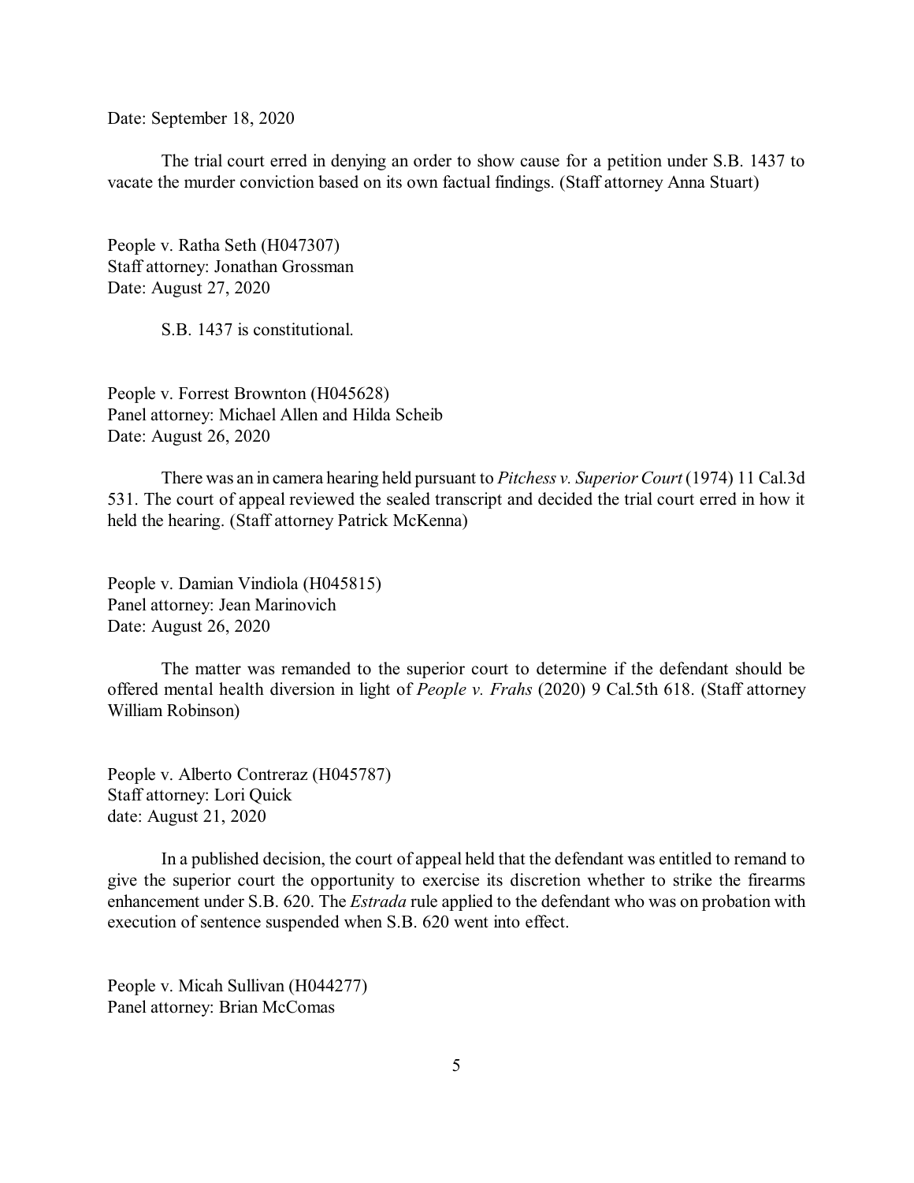Date: September 18, 2020

The trial court erred in denying an order to show cause for a petition under S.B. 1437 to vacate the murder conviction based on its own factual findings. (Staff attorney Anna Stuart)

People v. Ratha Seth (H047307)
Staff attorney: Jonathan Grossman
Date: August 27, 2020

S.B. 1437 is constitutional.

People v. Forrest Brownton (H045628)
Panel attorney: Michael Allen and Hilda Scheib
Date: August 26, 2020

There was an in camera hearing held pursuant to *Pitchess v. Superior Court* (1974) 11 Cal.3d 531. The court of appeal reviewed the sealed transcript and decided the trial court erred in how it held the hearing. (Staff attorney Patrick McKenna)

People v. Damian Vindiola (H045815)
Panel attorney: Jean Marinovich
Date: August 26, 2020

The matter was remanded to the superior court to determine if the defendant should be offered mental health diversion in light of *People v. Frahs* (2020) 9 Cal.5th 618. (Staff attorney William Robinson)

People v. Alberto Contreraz (H045787)
Staff attorney: Lori Quick
date: August 21, 2020

In a published decision, the court of appeal held that the defendant was entitled to remand to give the superior court the opportunity to exercise its discretion whether to strike the firearms enhancement under S.B. 620. The *Estrada* rule applied to the defendant who was on probation with execution of sentence suspended when S.B. 620 went into effect.

People v. Micah Sullivan (H044277)
Panel attorney: Brian McComas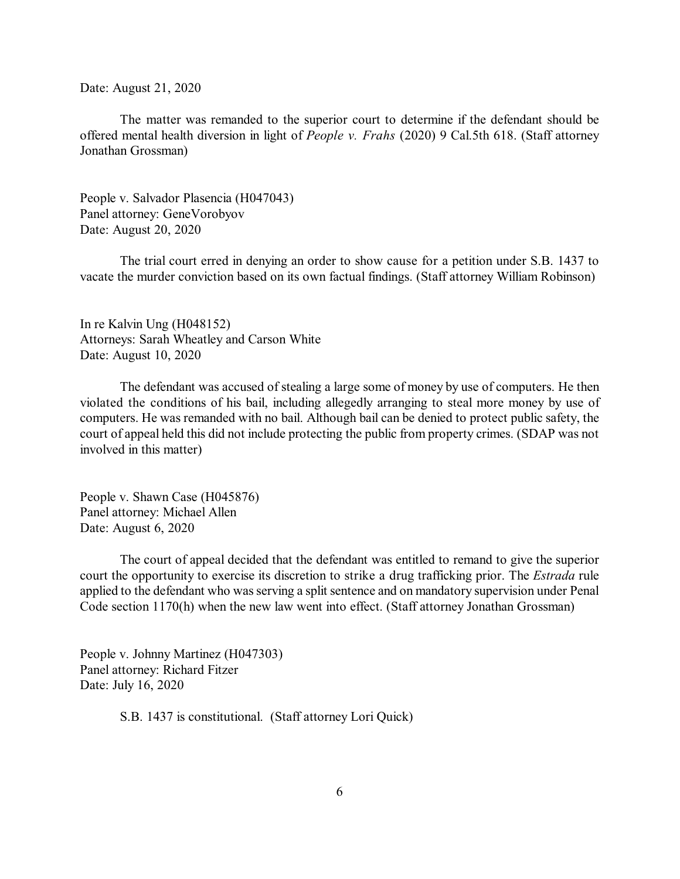Date: August 21, 2020

The matter was remanded to the superior court to determine if the defendant should be offered mental health diversion in light of *People v. Frahs* (2020) 9 Cal.5th 618. (Staff attorney Jonathan Grossman)

People v. Salvador Plasencia (H047043)
Panel attorney: GeneVorobyov
Date: August 20, 2020

The trial court erred in denying an order to show cause for a petition under S.B. 1437 to vacate the murder conviction based on its own factual findings. (Staff attorney William Robinson)

In re Kalvin Ung (H048152)
Attorneys: Sarah Wheatley and Carson White
Date: August 10, 2020

The defendant was accused of stealing a large some of money by use of computers. He then violated the conditions of his bail, including allegedly arranging to steal more money by use of computers. He was remanded with no bail. Although bail can be denied to protect public safety, the court of appeal held this did not include protecting the public from property crimes. (SDAP was not involved in this matter)

People v. Shawn Case (H045876)
Panel attorney: Michael Allen
Date: August 6, 2020

The court of appeal decided that the defendant was entitled to remand to give the superior court the opportunity to exercise its discretion to strike a drug trafficking prior. The *Estrada* rule applied to the defendant who was serving a split sentence and on mandatory supervision under Penal Code section 1170(h) when the new law went into effect. (Staff attorney Jonathan Grossman)

People v. Johnny Martinez (H047303)
Panel attorney: Richard Fitzer
Date: July 16, 2020

S.B. 1437 is constitutional. (Staff attorney Lori Quick)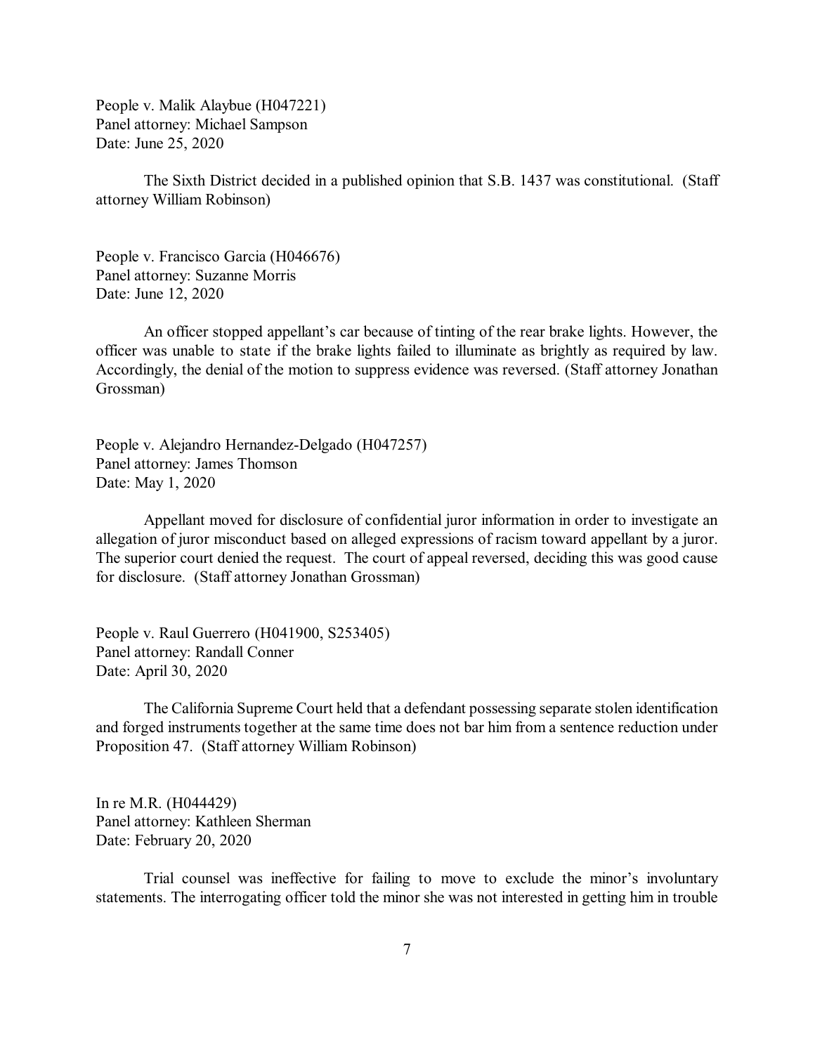People v. Malik Alaybue (H047221)
Panel attorney: Michael Sampson
Date: June 25, 2020

The Sixth District decided in a published opinion that S.B. 1437 was constitutional. (Staff attorney William Robinson)

People v. Francisco Garcia (H046676)
Panel attorney: Suzanne Morris
Date: June 12, 2020

An officer stopped appellant's car because of tinting of the rear brake lights. However, the officer was unable to state if the brake lights failed to illuminate as brightly as required by law. Accordingly, the denial of the motion to suppress evidence was reversed. (Staff attorney Jonathan Grossman)

People v. Alejandro Hernandez-Delgado (H047257)
Panel attorney: James Thomson
Date: May 1, 2020

Appellant moved for disclosure of confidential juror information in order to investigate an allegation of juror misconduct based on alleged expressions of racism toward appellant by a juror. The superior court denied the request. The court of appeal reversed, deciding this was good cause for disclosure. (Staff attorney Jonathan Grossman)

People v. Raul Guerrero (H041900, S253405)
Panel attorney: Randall Conner
Date: April 30, 2020

The California Supreme Court held that a defendant possessing separate stolen identification and forged instruments together at the same time does not bar him from a sentence reduction under Proposition 47. (Staff attorney William Robinson)

In re M.R. (H044429)
Panel attorney: Kathleen Sherman
Date: February 20, 2020

Trial counsel was ineffective for failing to move to exclude the minor's involuntary statements. The interrogating officer told the minor she was not interested in getting him in trouble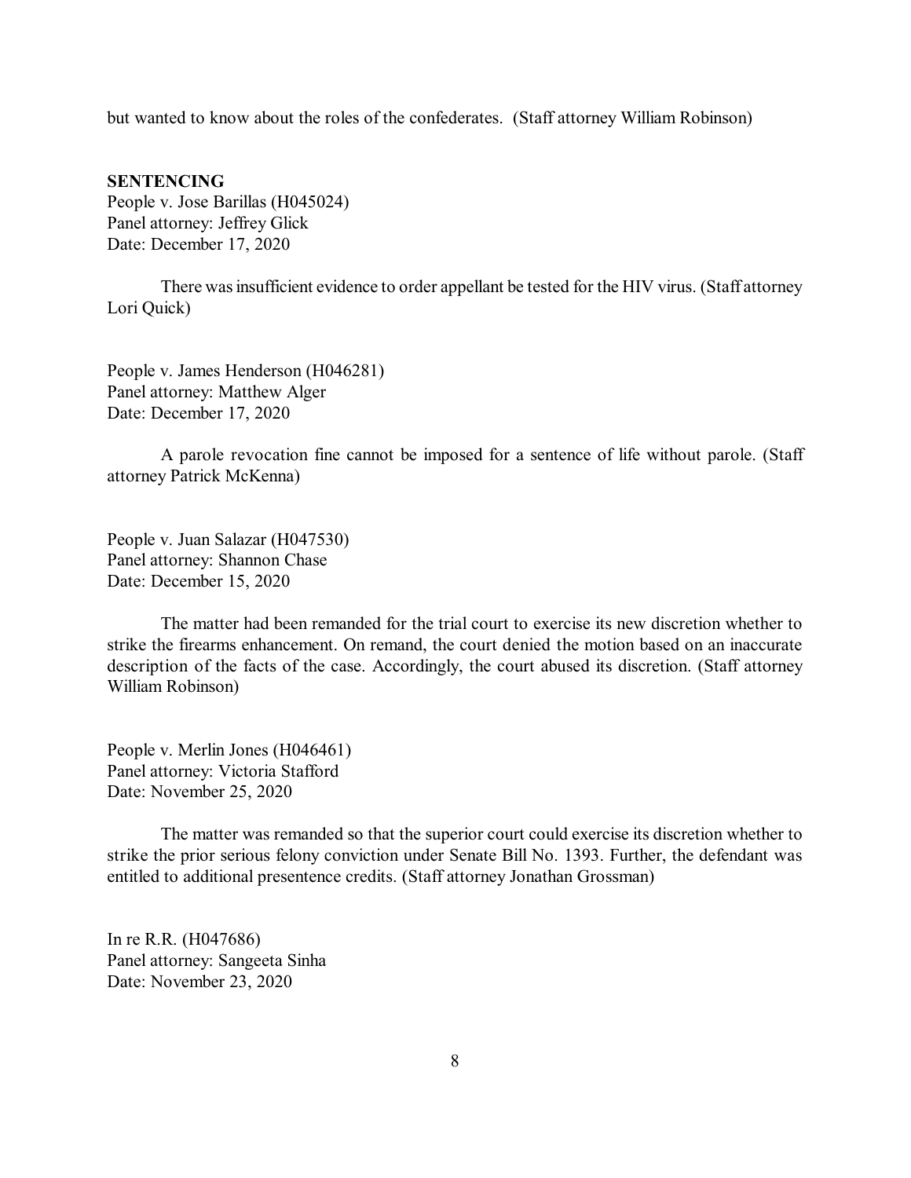but wanted to know about the roles of the confederates. (Staff attorney William Robinson)

**SENTENCING**

People v. Jose Barillas (H045024)
Panel attorney: Jeffrey Glick
Date: December 17, 2020

There was insufficient evidence to order appellant be tested for the HIV virus. (Staff attorney Lori Quick)

People v. James Henderson (H046281)
Panel attorney: Matthew Alger
Date: December 17, 2020

A parole revocation fine cannot be imposed for a sentence of life without parole. (Staff attorney Patrick McKenna)

People v. Juan Salazar (H047530)
Panel attorney: Shannon Chase
Date: December 15, 2020

The matter had been remanded for the trial court to exercise its new discretion whether to strike the firearms enhancement. On remand, the court denied the motion based on an inaccurate description of the facts of the case. Accordingly, the court abused its discretion. (Staff attorney William Robinson)

People v. Merlin Jones (H046461)
Panel attorney: Victoria Stafford
Date: November 25, 2020

The matter was remanded so that the superior court could exercise its discretion whether to strike the prior serious felony conviction under Senate Bill No. 1393. Further, the defendant was entitled to additional presentence credits. (Staff attorney Jonathan Grossman)

In re R.R. (H047686)
Panel attorney: Sangeeta Sinha
Date: November 23, 2020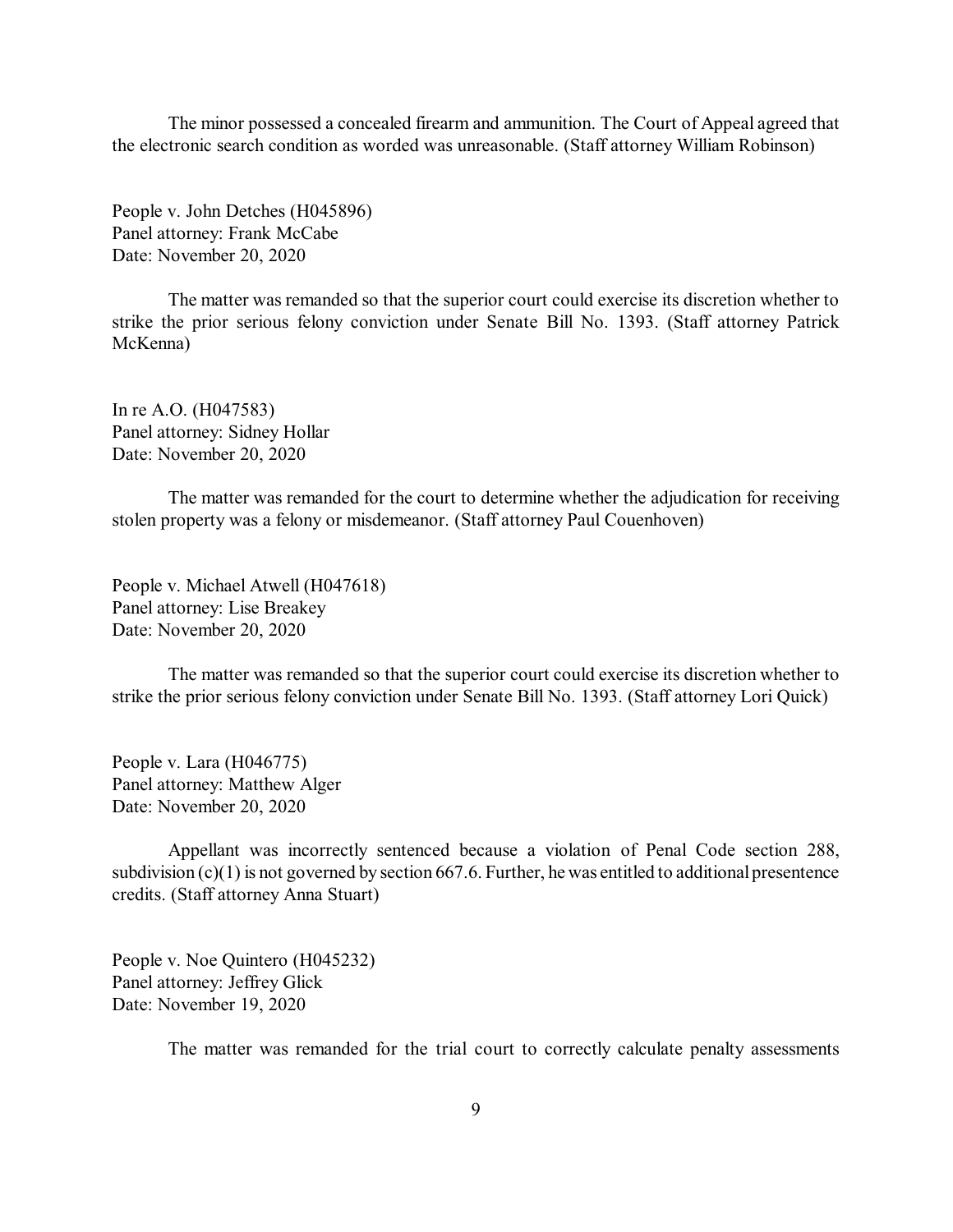The minor possessed a concealed firearm and ammunition. The Court of Appeal agreed that the electronic search condition as worded was unreasonable. (Staff attorney William Robinson)

People v. John Detches (H045896)
Panel attorney: Frank McCabe
Date: November 20, 2020

The matter was remanded so that the superior court could exercise its discretion whether to strike the prior serious felony conviction under Senate Bill No. 1393. (Staff attorney Patrick McKenna)

In re A.O. (H047583)
Panel attorney: Sidney Hollar
Date: November 20, 2020

The matter was remanded for the court to determine whether the adjudication for receiving stolen property was a felony or misdemeanor. (Staff attorney Paul Couenhoven)

People v. Michael Atwell (H047618)
Panel attorney: Lise Breakey
Date: November 20, 2020

The matter was remanded so that the superior court could exercise its discretion whether to strike the prior serious felony conviction under Senate Bill No. 1393. (Staff attorney Lori Quick)

People v. Lara (H046775)
Panel attorney: Matthew Alger
Date: November 20, 2020

Appellant was incorrectly sentenced because a violation of Penal Code section 288, subdivision (c)(1) is not governed by section 667.6. Further, he was entitled to additional presentence credits. (Staff attorney Anna Stuart)

People v. Noe Quintero (H045232)
Panel attorney: Jeffrey Glick
Date: November 19, 2020

The matter was remanded for the trial court to correctly calculate penalty assessments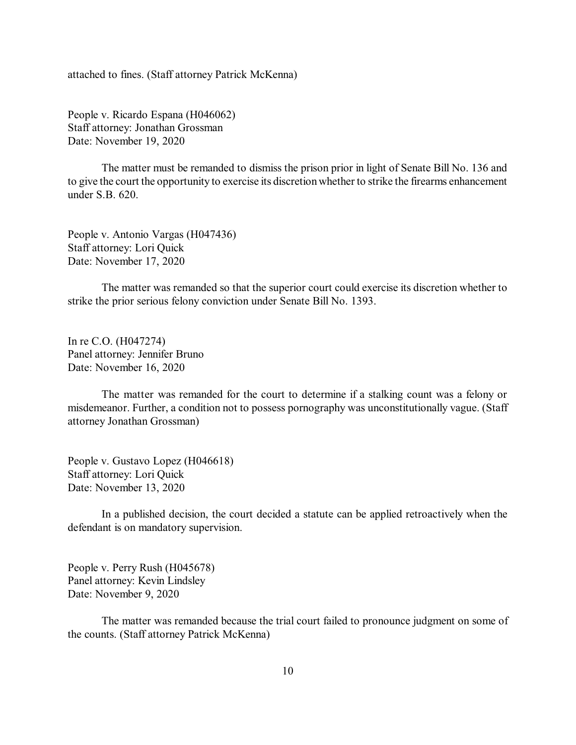attached to fines. (Staff attorney Patrick McKenna)

People v. Ricardo Espana (H046062)
Staff attorney: Jonathan Grossman
Date: November 19, 2020

The matter must be remanded to dismiss the prison prior in light of Senate Bill No. 136 and to give the court the opportunity to exercise its discretion whether to strike the firearms enhancement under S.B. 620.

People v. Antonio Vargas (H047436)
Staff attorney: Lori Quick
Date: November 17, 2020

The matter was remanded so that the superior court could exercise its discretion whether to strike the prior serious felony conviction under Senate Bill No. 1393.

In re C.O. (H047274)
Panel attorney: Jennifer Bruno
Date: November 16, 2020

The matter was remanded for the court to determine if a stalking count was a felony or misdemeanor. Further, a condition not to possess pornography was unconstitutionally vague. (Staff attorney Jonathan Grossman)

People v. Gustavo Lopez (H046618)
Staff attorney: Lori Quick
Date: November 13, 2020

In a published decision, the court decided a statute can be applied retroactively when the defendant is on mandatory supervision.

People v. Perry Rush (H045678)
Panel attorney: Kevin Lindsley
Date: November 9, 2020

The matter was remanded because the trial court failed to pronounce judgment on some of the counts. (Staff attorney Patrick McKenna)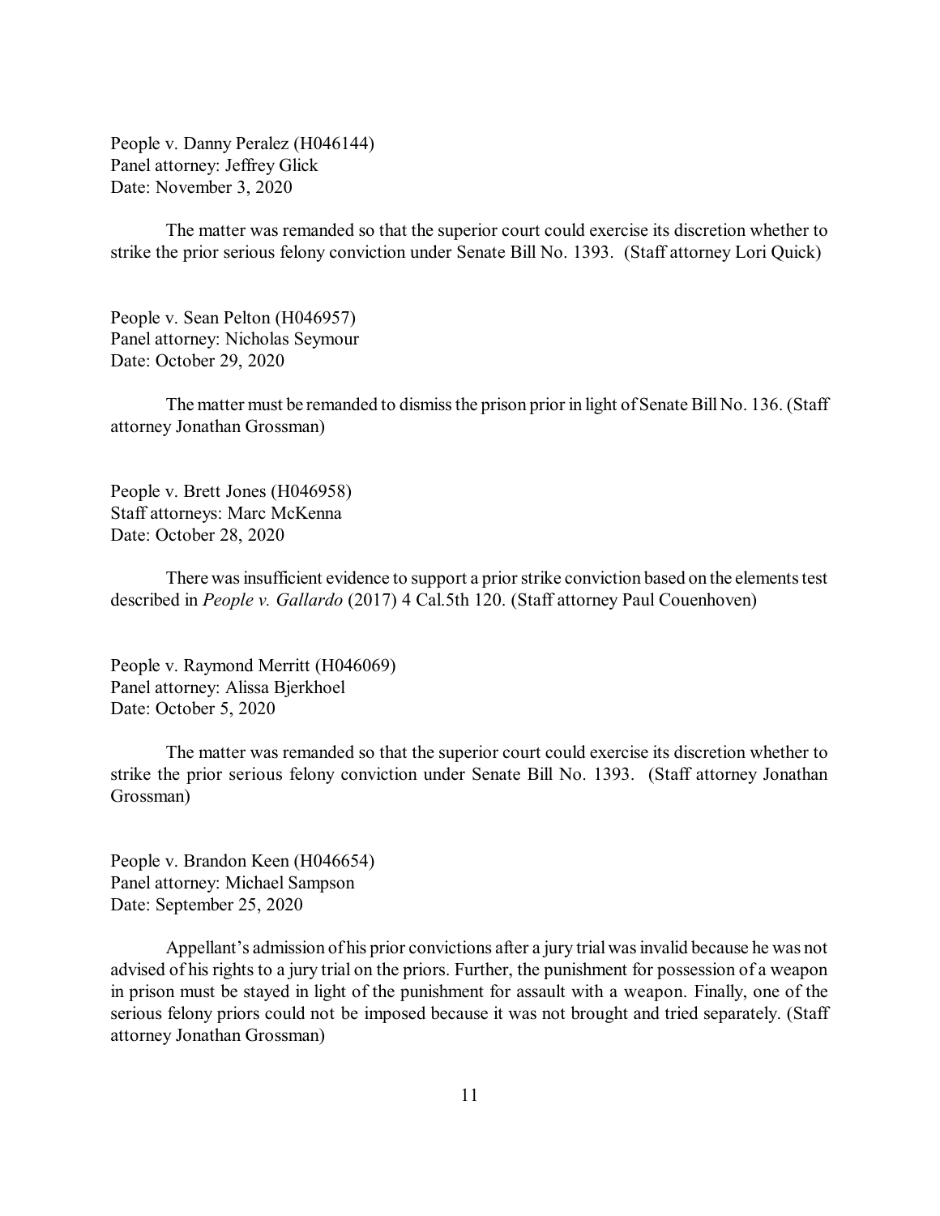People v. Danny Peralez (H046144)
Panel attorney: Jeffrey Glick
Date: November 3, 2020

The matter was remanded so that the superior court could exercise its discretion whether to strike the prior serious felony conviction under Senate Bill No. 1393. (Staff attorney Lori Quick)

People v. Sean Pelton (H046957)
Panel attorney: Nicholas Seymour
Date: October 29, 2020

The matter must be remanded to dismiss the prison prior in light of Senate Bill No. 136. (Staff attorney Jonathan Grossman)

People v. Brett Jones (H046958)
Staff attorneys: Marc McKenna
Date: October 28, 2020

There was insufficient evidence to support a prior strike conviction based on the elements test described in *People v. Gallardo* (2017) 4 Cal.5th 120. (Staff attorney Paul Couenhoven)

People v. Raymond Merritt (H046069)
Panel attorney: Alissa Bjerkhoel
Date: October 5, 2020

The matter was remanded so that the superior court could exercise its discretion whether to strike the prior serious felony conviction under Senate Bill No. 1393. (Staff attorney Jonathan Grossman)

People v. Brandon Keen (H046654)
Panel attorney: Michael Sampson
Date: September 25, 2020

Appellant's admission of his prior convictions after a jury trial was invalid because he was not advised of his rights to a jury trial on the priors. Further, the punishment for possession of a weapon in prison must be stayed in light of the punishment for assault with a weapon. Finally, one of the serious felony priors could not be imposed because it was not brought and tried separately. (Staff attorney Jonathan Grossman)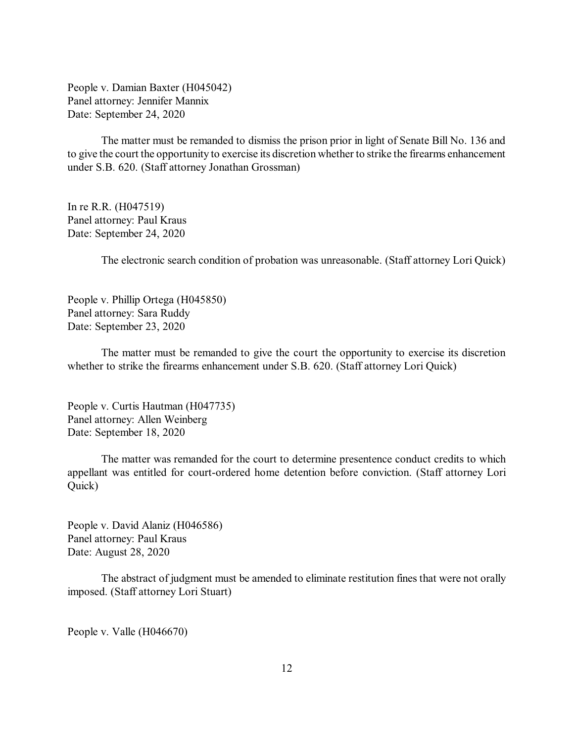People v. Damian Baxter (H045042)
Panel attorney: Jennifer Mannix
Date: September 24, 2020

The matter must be remanded to dismiss the prison prior in light of Senate Bill No. 136 and to give the court the opportunity to exercise its discretion whether to strike the firearms enhancement under S.B. 620. (Staff attorney Jonathan Grossman)

In re R.R. (H047519)
Panel attorney: Paul Kraus
Date: September 24, 2020

The electronic search condition of probation was unreasonable. (Staff attorney Lori Quick)

People v. Phillip Ortega (H045850)
Panel attorney: Sara Ruddy
Date: September 23, 2020

The matter must be remanded to give the court the opportunity to exercise its discretion whether to strike the firearms enhancement under S.B. 620. (Staff attorney Lori Quick)

People v. Curtis Hautman (H047735)
Panel attorney: Allen Weinberg
Date: September 18, 2020

The matter was remanded for the court to determine presentence conduct credits to which appellant was entitled for court-ordered home detention before conviction. (Staff attorney Lori Quick)

People v. David Alaniz (H046586)
Panel attorney: Paul Kraus
Date: August 28, 2020

The abstract of judgment must be amended to eliminate restitution fines that were not orally imposed. (Staff attorney Lori Stuart)

People v. Valle (H046670)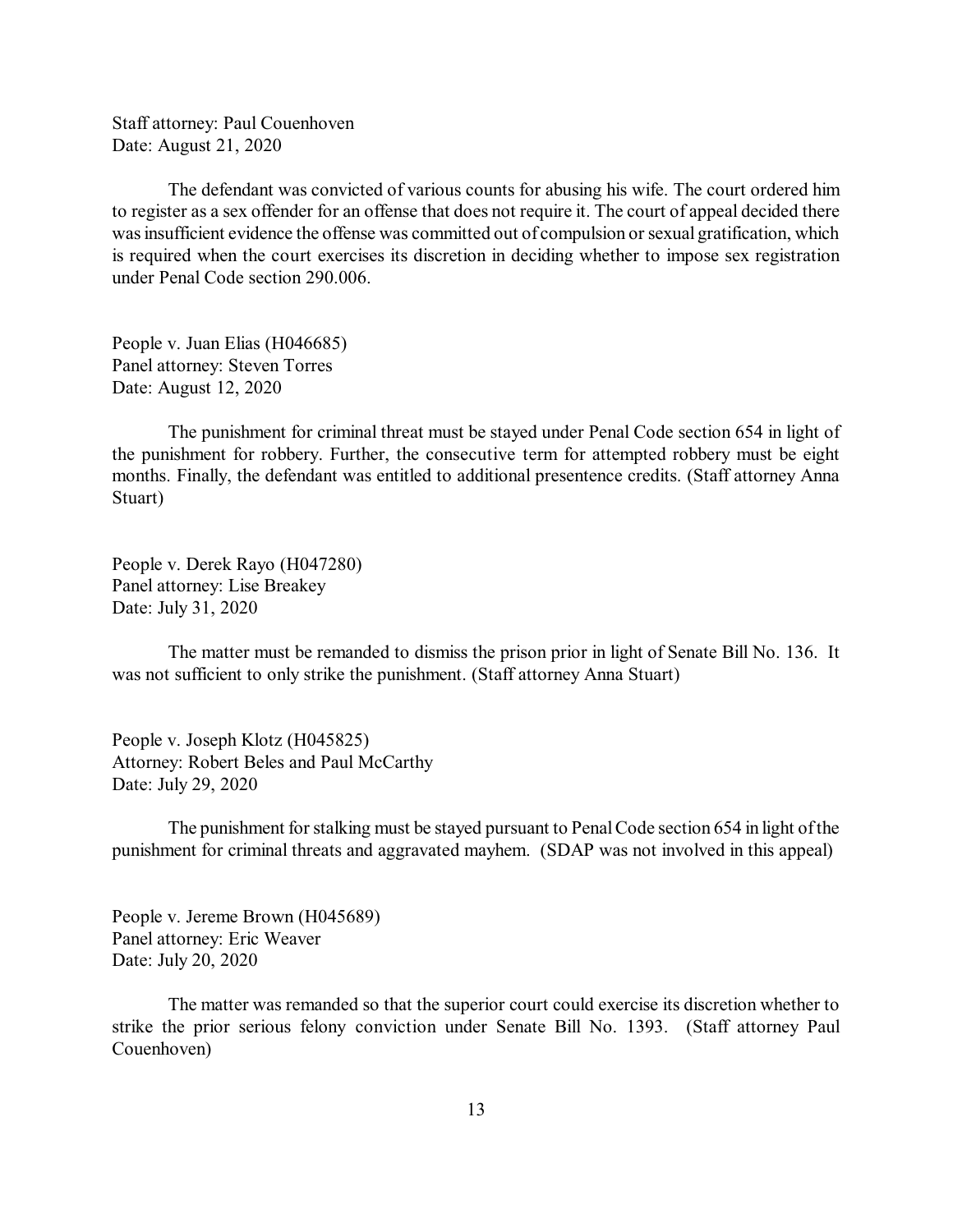Staff attorney: Paul Couenhoven
Date: August 21, 2020

The defendant was convicted of various counts for abusing his wife. The court ordered him to register as a sex offender for an offense that does not require it. The court of appeal decided there was insufficient evidence the offense was committed out of compulsion or sexual gratification, which is required when the court exercises its discretion in deciding whether to impose sex registration under Penal Code section 290.006.

People v. Juan Elias (H046685)
Panel attorney: Steven Torres
Date: August 12, 2020

The punishment for criminal threat must be stayed under Penal Code section 654 in light of the punishment for robbery. Further, the consecutive term for attempted robbery must be eight months. Finally, the defendant was entitled to additional presentence credits. (Staff attorney Anna Stuart)

People v. Derek Rayo (H047280)
Panel attorney: Lise Breakey
Date: July 31, 2020

The matter must be remanded to dismiss the prison prior in light of Senate Bill No. 136. It was not sufficient to only strike the punishment. (Staff attorney Anna Stuart)

People v. Joseph Klotz (H045825)
Attorney: Robert Beles and Paul McCarthy
Date: July 29, 2020

The punishment for stalking must be stayed pursuant to Penal Code section 654 in light of the punishment for criminal threats and aggravated mayhem. (SDAP was not involved in this appeal)

People v. Jereme Brown (H045689)
Panel attorney: Eric Weaver
Date: July 20, 2020

The matter was remanded so that the superior court could exercise its discretion whether to strike the prior serious felony conviction under Senate Bill No. 1393. (Staff attorney Paul Couenhoven)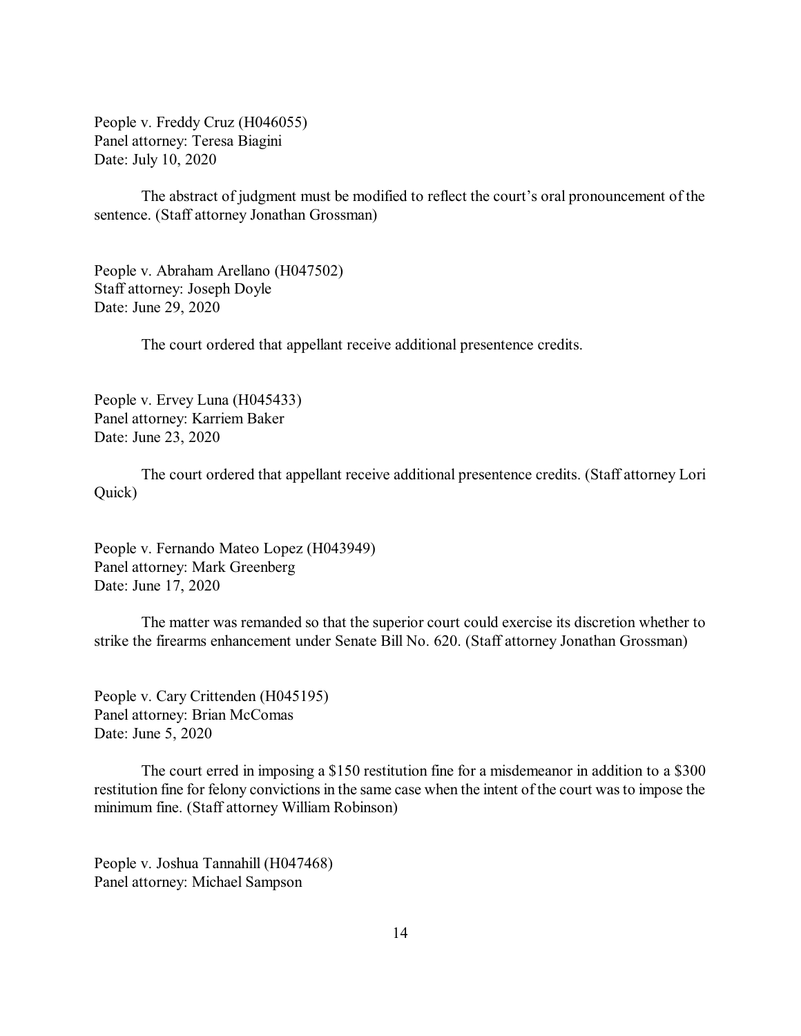People v. Freddy Cruz (H046055)
Panel attorney: Teresa Biagini
Date: July 10, 2020

The abstract of judgment must be modified to reflect the court's oral pronouncement of the sentence. (Staff attorney Jonathan Grossman)

People v. Abraham Arellano (H047502)
Staff attorney: Joseph Doyle
Date: June 29, 2020

The court ordered that appellant receive additional presentence credits.

People v. Ervey Luna (H045433)
Panel attorney: Karriem Baker
Date: June 23, 2020

The court ordered that appellant receive additional presentence credits. (Staff attorney Lori Quick)

People v. Fernando Mateo Lopez (H043949)
Panel attorney: Mark Greenberg
Date: June 17, 2020

The matter was remanded so that the superior court could exercise its discretion whether to strike the firearms enhancement under Senate Bill No. 620. (Staff attorney Jonathan Grossman)

People v. Cary Crittenden (H045195)
Panel attorney: Brian McComas
Date: June 5, 2020

The court erred in imposing a $150 restitution fine for a misdemeanor in addition to a $300 restitution fine for felony convictions in the same case when the intent of the court was to impose the minimum fine. (Staff attorney William Robinson)

People v. Joshua Tannahill (H047468)
Panel attorney: Michael Sampson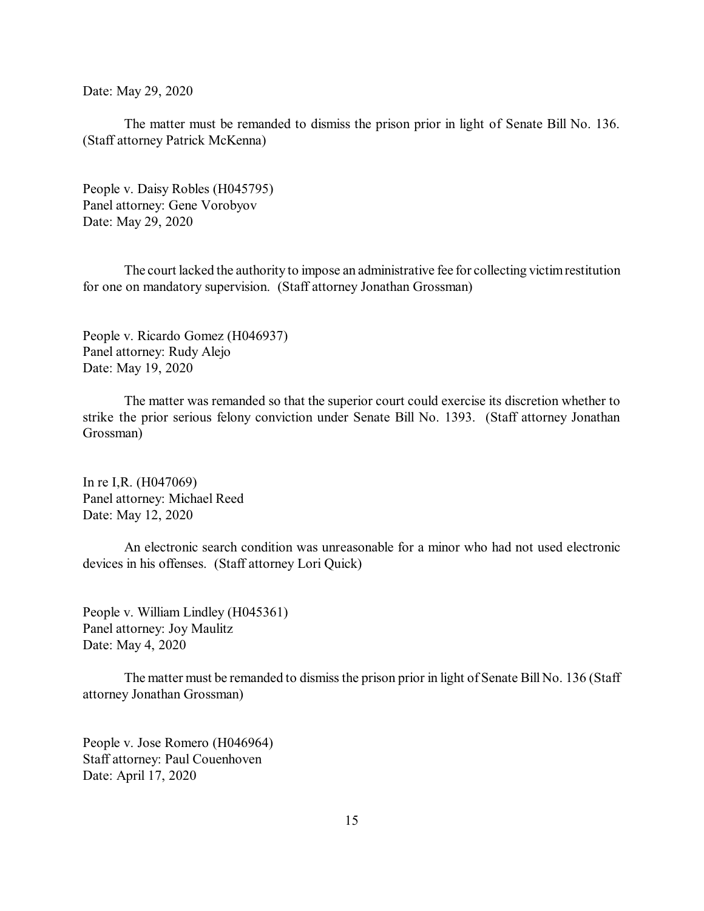Date: May 29, 2020

The matter must be remanded to dismiss the prison prior in light of Senate Bill No. 136. (Staff attorney Patrick McKenna)

People v. Daisy Robles (H045795)
Panel attorney: Gene Vorobyov
Date: May 29, 2020

The court lacked the authority to impose an administrative fee for collecting victim restitution for one on mandatory supervision. (Staff attorney Jonathan Grossman)

People v. Ricardo Gomez (H046937)
Panel attorney: Rudy Alejo
Date: May 19, 2020

The matter was remanded so that the superior court could exercise its discretion whether to strike the prior serious felony conviction under Senate Bill No. 1393. (Staff attorney Jonathan Grossman)

In re I,R. (H047069)
Panel attorney: Michael Reed
Date: May 12, 2020

An electronic search condition was unreasonable for a minor who had not used electronic devices in his offenses. (Staff attorney Lori Quick)

People v. William Lindley (H045361)
Panel attorney: Joy Maulitz
Date: May 4, 2020

The matter must be remanded to dismiss the prison prior in light of Senate Bill No. 136 (Staff attorney Jonathan Grossman)

People v. Jose Romero (H046964)
Staff attorney: Paul Couenhoven
Date: April 17, 2020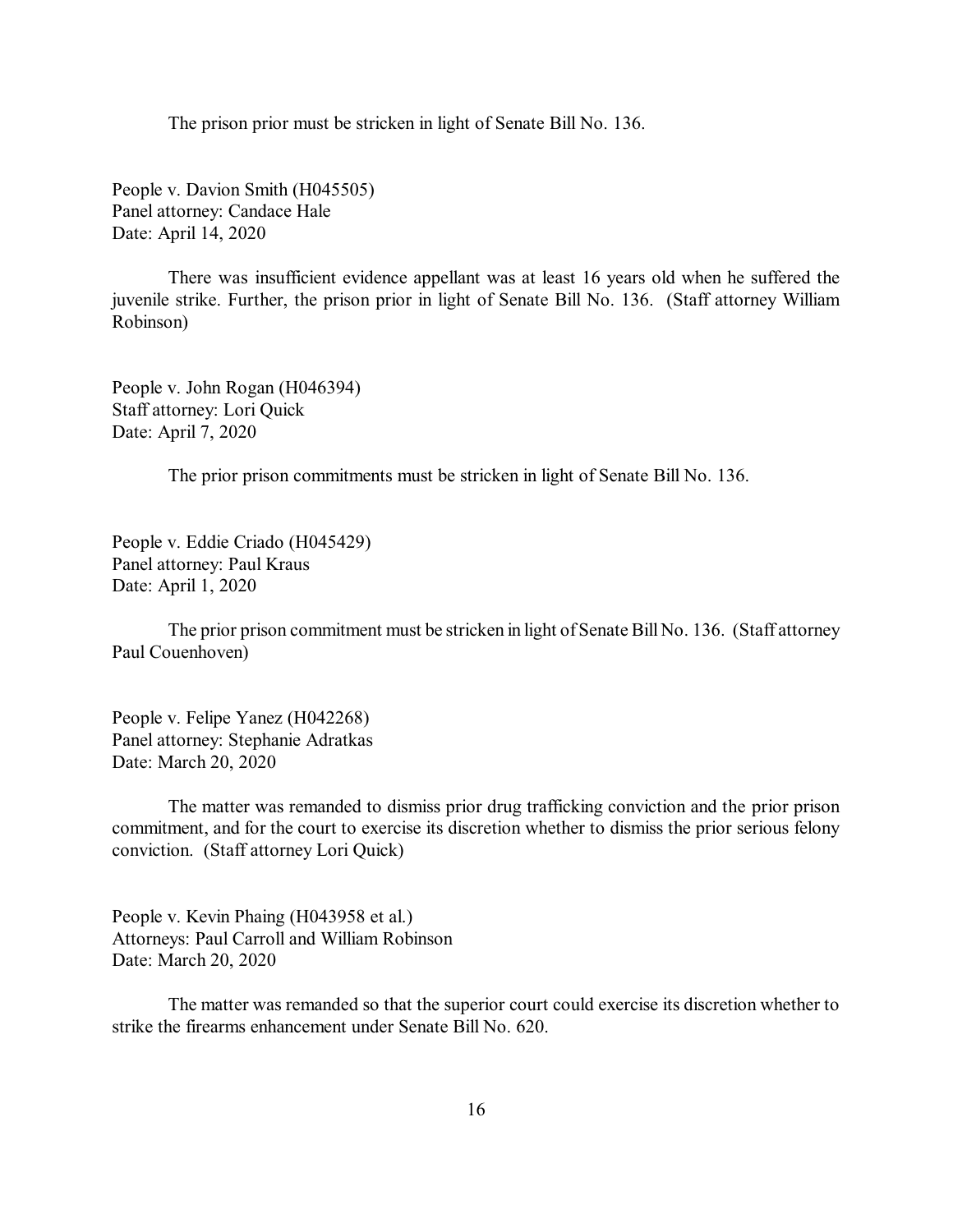The prison prior must be stricken in light of Senate Bill No. 136.

People v. Davion Smith (H045505)
Panel attorney: Candace Hale
Date: April 14, 2020

There was insufficient evidence appellant was at least 16 years old when he suffered the juvenile strike. Further, the prison prior in light of Senate Bill No. 136. (Staff attorney William Robinson)

People v. John Rogan (H046394)
Staff attorney: Lori Quick
Date: April 7, 2020

The prior prison commitments must be stricken in light of Senate Bill No. 136.

People v. Eddie Criado (H045429)
Panel attorney: Paul Kraus
Date: April 1, 2020

The prior prison commitment must be stricken in light of Senate Bill No. 136. (Staff attorney Paul Couenhoven)

People v. Felipe Yanez (H042268)
Panel attorney: Stephanie Adratkas
Date: March 20, 2020

The matter was remanded to dismiss prior drug trafficking conviction and the prior prison commitment, and for the court to exercise its discretion whether to dismiss the prior serious felony conviction. (Staff attorney Lori Quick)

People v. Kevin Phaing (H043958 et al.)
Attorneys: Paul Carroll and William Robinson
Date: March 20, 2020

The matter was remanded so that the superior court could exercise its discretion whether to strike the firearms enhancement under Senate Bill No. 620.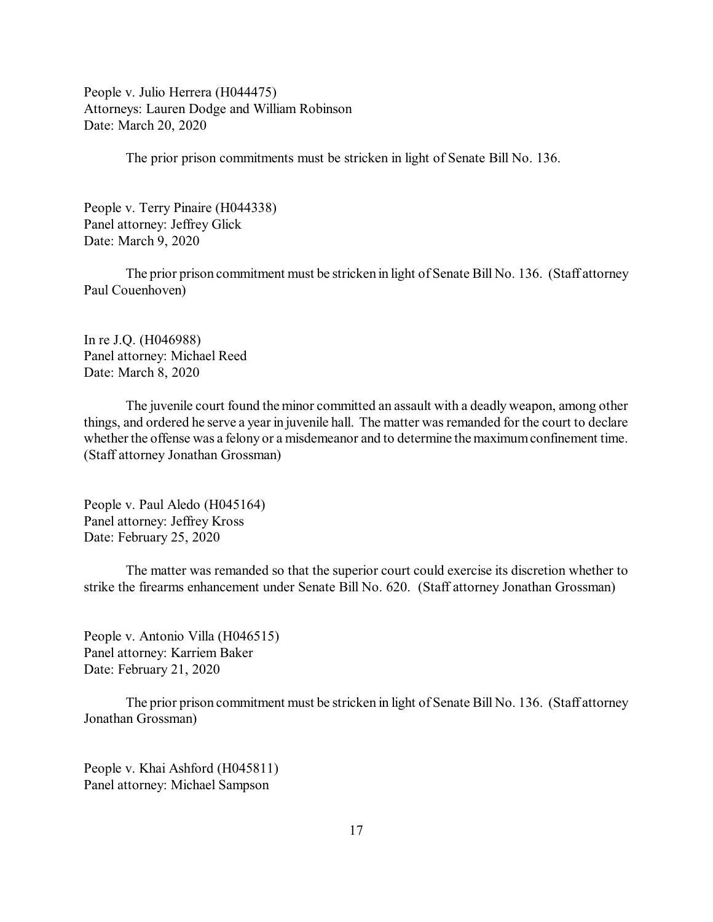People v. Julio Herrera (H044475)
Attorneys: Lauren Dodge and William Robinson
Date: March 20, 2020

The prior prison commitments must be stricken in light of Senate Bill No. 136.

People v. Terry Pinaire (H044338)
Panel attorney: Jeffrey Glick
Date: March 9, 2020

The prior prison commitment must be stricken in light of Senate Bill No. 136. (Staff attorney Paul Couenhoven)

In re J.Q. (H046988)
Panel attorney: Michael Reed
Date: March 8, 2020

The juvenile court found the minor committed an assault with a deadly weapon, among other things, and ordered he serve a year in juvenile hall. The matter was remanded for the court to declare whether the offense was a felony or a misdemeanor and to determine the maximum confinement time. (Staff attorney Jonathan Grossman)

People v. Paul Aledo (H045164)
Panel attorney: Jeffrey Kross
Date: February 25, 2020

The matter was remanded so that the superior court could exercise its discretion whether to strike the firearms enhancement under Senate Bill No. 620. (Staff attorney Jonathan Grossman)

People v. Antonio Villa (H046515)
Panel attorney: Karriem Baker
Date: February 21, 2020

The prior prison commitment must be stricken in light of Senate Bill No. 136. (Staff attorney Jonathan Grossman)

People v. Khai Ashford (H045811)
Panel attorney: Michael Sampson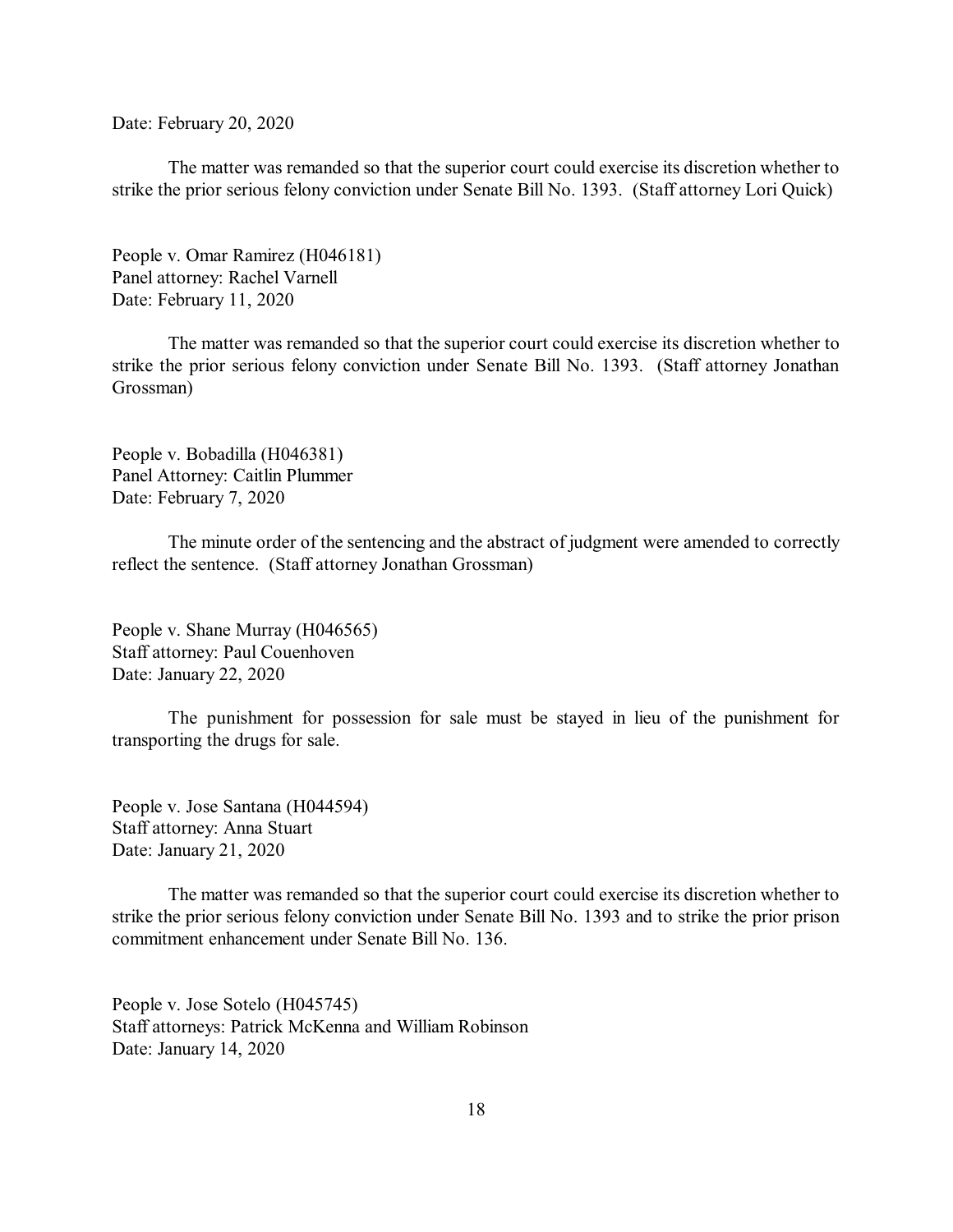Date: February 20, 2020

The matter was remanded so that the superior court could exercise its discretion whether to strike the prior serious felony conviction under Senate Bill No. 1393. (Staff attorney Lori Quick)

People v. Omar Ramirez (H046181)
Panel attorney: Rachel Varnell
Date: February 11, 2020

The matter was remanded so that the superior court could exercise its discretion whether to strike the prior serious felony conviction under Senate Bill No. 1393. (Staff attorney Jonathan Grossman)

People v. Bobadilla (H046381)
Panel Attorney: Caitlin Plummer
Date: February 7, 2020

The minute order of the sentencing and the abstract of judgment were amended to correctly reflect the sentence. (Staff attorney Jonathan Grossman)

People v. Shane Murray (H046565)
Staff attorney: Paul Couenhoven
Date: January 22, 2020

The punishment for possession for sale must be stayed in lieu of the punishment for transporting the drugs for sale.

People v. Jose Santana (H044594)
Staff attorney: Anna Stuart
Date: January 21, 2020

The matter was remanded so that the superior court could exercise its discretion whether to strike the prior serious felony conviction under Senate Bill No. 1393 and to strike the prior prison commitment enhancement under Senate Bill No. 136.

People v. Jose Sotelo (H045745)
Staff attorneys: Patrick McKenna and William Robinson
Date: January 14, 2020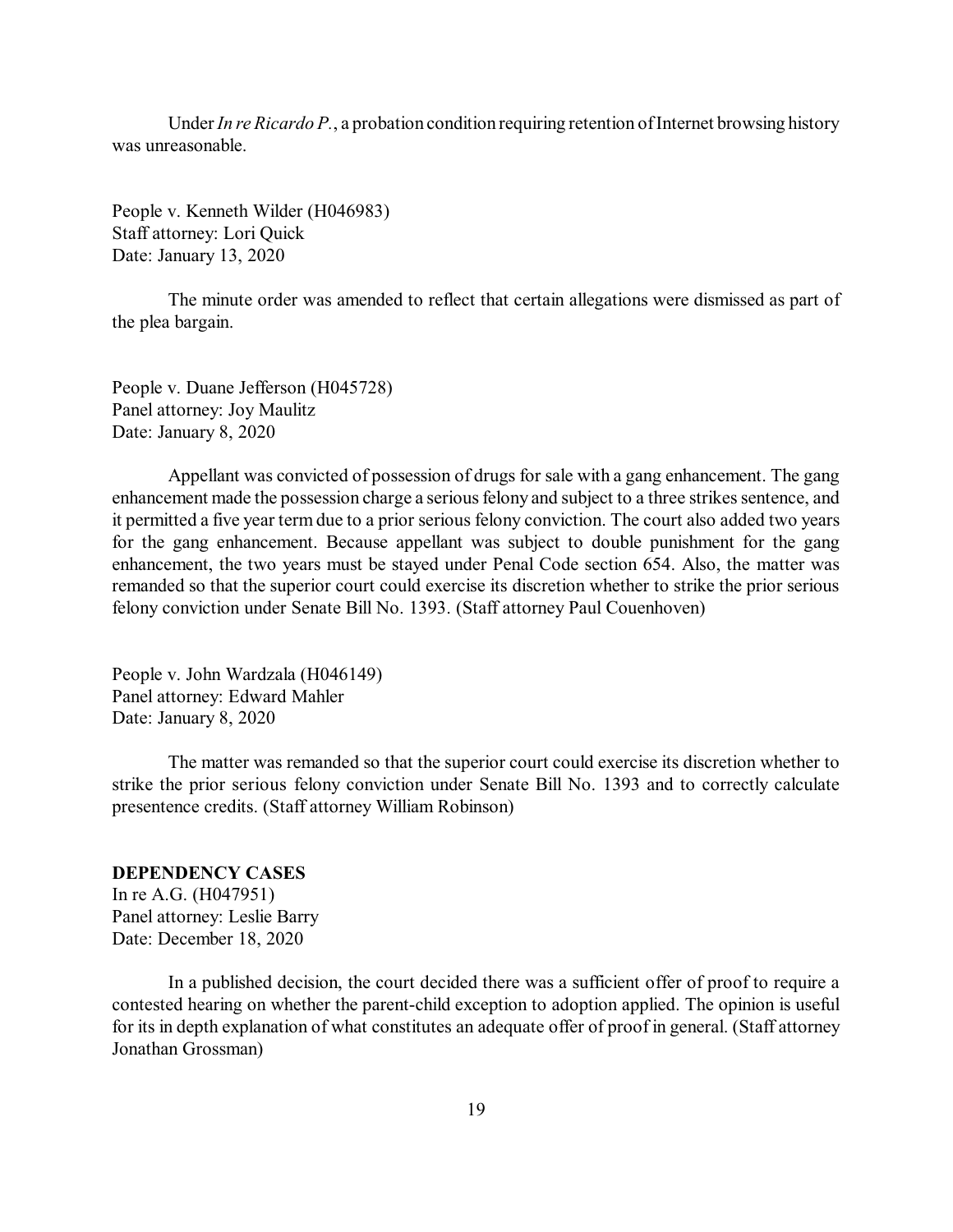Under *In re Ricardo P.*, a probation condition requiring retention of Internet browsing history was unreasonable.

People v. Kenneth Wilder (H046983)
Staff attorney: Lori Quick
Date: January 13, 2020

The minute order was amended to reflect that certain allegations were dismissed as part of the plea bargain.

People v. Duane Jefferson (H045728)
Panel attorney: Joy Maulitz
Date: January 8, 2020

Appellant was convicted of possession of drugs for sale with a gang enhancement. The gang enhancement made the possession charge a serious felony and subject to a three strikes sentence, and it permitted a five year term due to a prior serious felony conviction. The court also added two years for the gang enhancement. Because appellant was subject to double punishment for the gang enhancement, the two years must be stayed under Penal Code section 654. Also, the matter was remanded so that the superior court could exercise its discretion whether to strike the prior serious felony conviction under Senate Bill No. 1393. (Staff attorney Paul Couenhoven)

People v. John Wardzala (H046149)
Panel attorney: Edward Mahler
Date: January 8, 2020

The matter was remanded so that the superior court could exercise its discretion whether to strike the prior serious felony conviction under Senate Bill No. 1393 and to correctly calculate presentence credits. (Staff attorney William Robinson)

**DEPENDENCY CASES**
In re A.G. (H047951)
Panel attorney: Leslie Barry
Date: December 18, 2020

In a published decision, the court decided there was a sufficient offer of proof to require a contested hearing on whether the parent-child exception to adoption applied. The opinion is useful for its in depth explanation of what constitutes an adequate offer of proof in general. (Staff attorney Jonathan Grossman)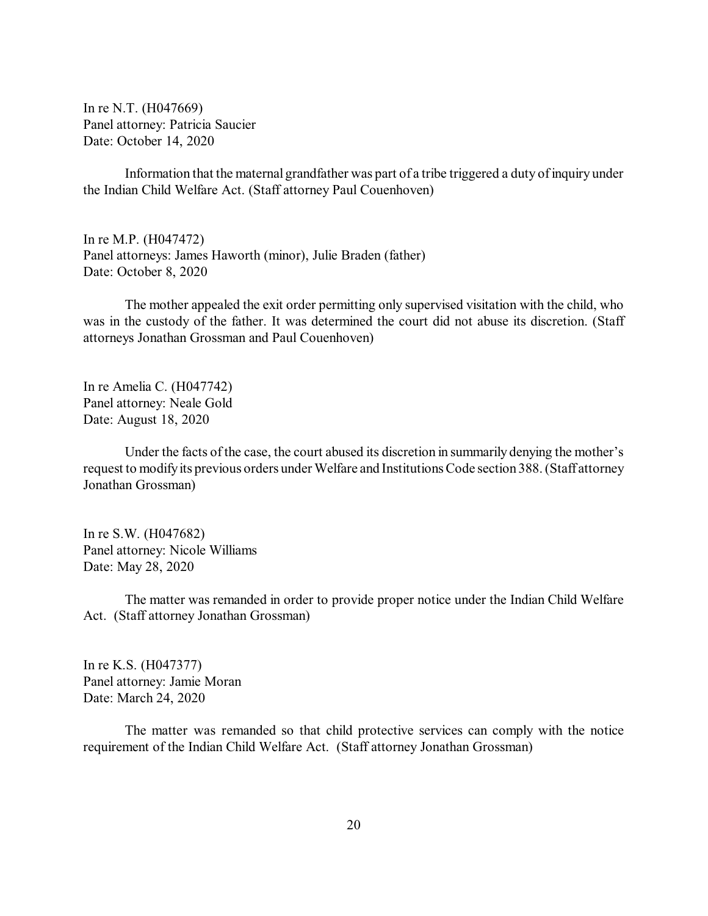In re N.T. (H047669)
Panel attorney: Patricia Saucier
Date: October 14, 2020

Information that the maternal grandfather was part of a tribe triggered a duty of inquiry under the Indian Child Welfare Act. (Staff attorney Paul Couenhoven)

In re M.P. (H047472)
Panel attorneys: James Haworth (minor), Julie Braden (father)
Date: October 8, 2020

The mother appealed the exit order permitting only supervised visitation with the child, who was in the custody of the father. It was determined the court did not abuse its discretion. (Staff attorneys Jonathan Grossman and Paul Couenhoven)

In re Amelia C. (H047742)
Panel attorney: Neale Gold
Date: August 18, 2020

Under the facts of the case, the court abused its discretion in summarily denying the mother's request to modify its previous orders under Welfare and Institutions Code section 388. (Staff attorney Jonathan Grossman)

In re S.W. (H047682)
Panel attorney: Nicole Williams
Date: May 28, 2020

The matter was remanded in order to provide proper notice under the Indian Child Welfare Act. (Staff attorney Jonathan Grossman)

In re K.S. (H047377)
Panel attorney: Jamie Moran
Date: March 24, 2020

The matter was remanded so that child protective services can comply with the notice requirement of the Indian Child Welfare Act. (Staff attorney Jonathan Grossman)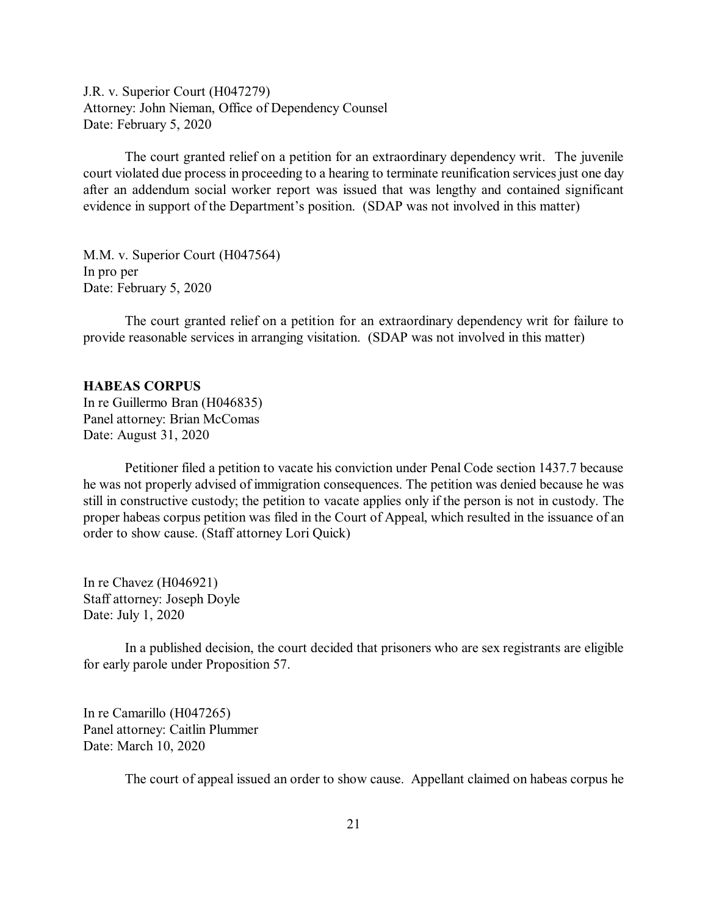J.R. v. Superior Court (H047279)
Attorney: John Nieman, Office of Dependency Counsel
Date: February 5, 2020

The court granted relief on a petition for an extraordinary dependency writ. The juvenile court violated due process in proceeding to a hearing to terminate reunification services just one day after an addendum social worker report was issued that was lengthy and contained significant evidence in support of the Department's position. (SDAP was not involved in this matter)

M.M. v. Superior Court (H047564)
In pro per
Date: February 5, 2020

The court granted relief on a petition for an extraordinary dependency writ for failure to provide reasonable services in arranging visitation. (SDAP was not involved in this matter)

**HABEAS CORPUS**

In re Guillermo Bran (H046835)
Panel attorney: Brian McComas
Date: August 31, 2020

Petitioner filed a petition to vacate his conviction under Penal Code section 1437.7 because he was not properly advised of immigration consequences. The petition was denied because he was still in constructive custody; the petition to vacate applies only if the person is not in custody. The proper habeas corpus petition was filed in the Court of Appeal, which resulted in the issuance of an order to show cause. (Staff attorney Lori Quick)

In re Chavez (H046921)
Staff attorney: Joseph Doyle
Date: July 1, 2020

In a published decision, the court decided that prisoners who are sex registrants are eligible for early parole under Proposition 57.

In re Camarillo (H047265)
Panel attorney: Caitlin Plummer
Date: March 10, 2020

The court of appeal issued an order to show cause. Appellant claimed on habeas corpus he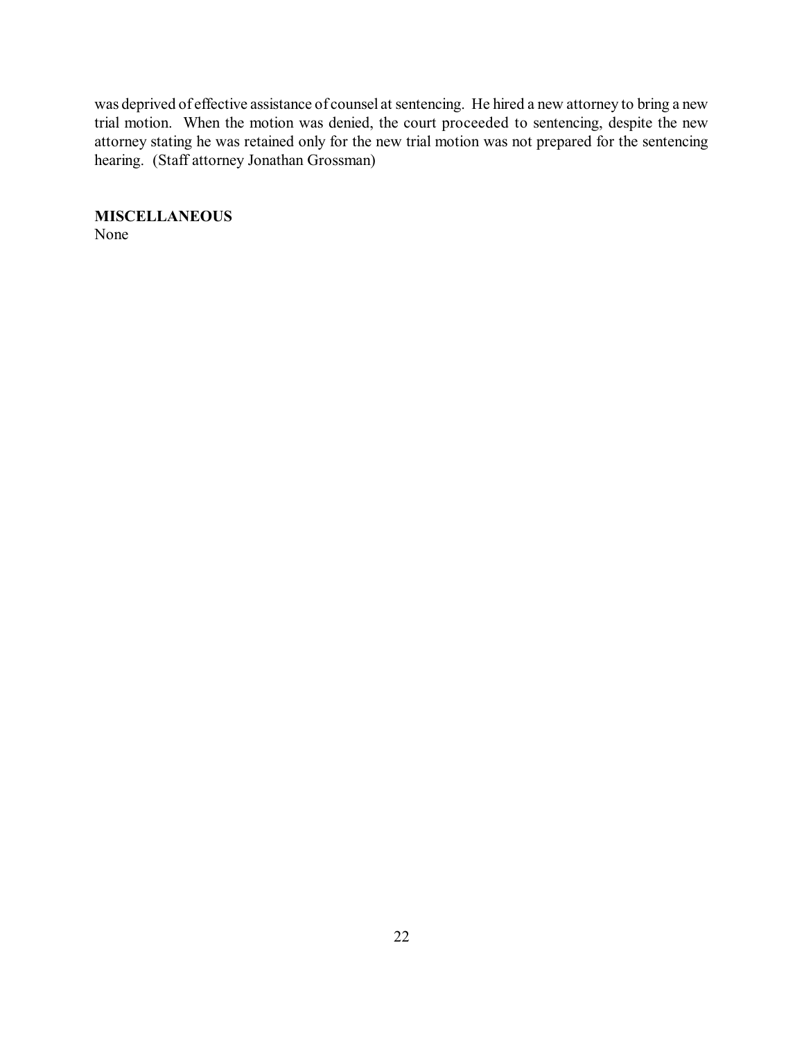was deprived of effective assistance of counsel at sentencing. He hired a new attorney to bring a new trial motion. When the motion was denied, the court proceeded to sentencing, despite the new attorney stating he was retained only for the new trial motion was not prepared for the sentencing hearing. (Staff attorney Jonathan Grossman)

**MISCELLANEOUS**

None